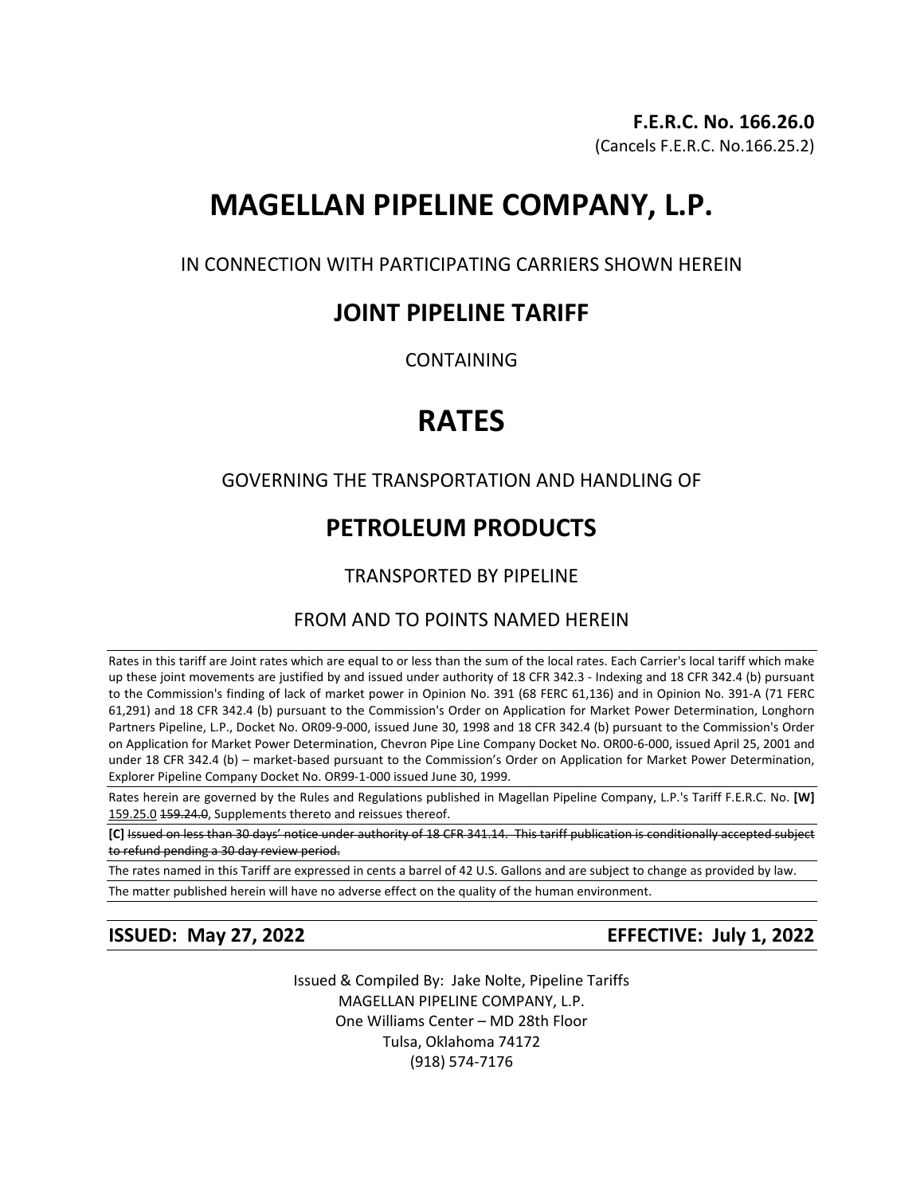**F.E.R.C. No. 166.26.0**
(Cancels F.E.R.C. No.166.25.2)

# MAGELLAN PIPELINE COMPANY, L.P.

IN CONNECTION WITH PARTICIPATING CARRIERS SHOWN HEREIN

## JOINT PIPELINE TARIFF

CONTAINING

# RATES

GOVERNING THE TRANSPORTATION AND HANDLING OF

## PETROLEUM PRODUCTS

TRANSPORTED BY PIPELINE

FROM AND TO POINTS NAMED HEREIN

Rates in this tariff are Joint rates which are equal to or less than the sum of the local rates. Each Carrier's local tariff which make up these joint movements are justified by and issued under authority of 18 CFR 342.3 - Indexing and 18 CFR 342.4 (b) pursuant to the Commission's finding of lack of market power in Opinion No. 391 (68 FERC 61,136) and in Opinion No. 391-A (71 FERC 61,291) and 18 CFR 342.4 (b) pursuant to the Commission's Order on Application for Market Power Determination, Longhorn Partners Pipeline, L.P., Docket No. OR09-9-000, issued June 30, 1998 and 18 CFR 342.4 (b) pursuant to the Commission's Order on Application for Market Power Determination, Chevron Pipe Line Company Docket No. OR00-6-000, issued April 25, 2001 and under 18 CFR 342.4 (b) – market-based pursuant to the Commission's Order on Application for Market Power Determination, Explorer Pipeline Company Docket No. OR99-1-000 issued June 30, 1999.

Rates herein are governed by the Rules and Regulations published in Magellan Pipeline Company, L.P.'s Tariff F.E.R.C. No. **[W]** 159.25.0 ~~159.24.0~~, Supplements thereto and reissues thereof.

**[C]** ~~Issued on less than 30 days' notice under authority of 18 CFR 341.14. This tariff publication is conditionally accepted subject to refund pending a 30 day review period.~~

The rates named in this Tariff are expressed in cents a barrel of 42 U.S. Gallons and are subject to change as provided by law.

The matter published herein will have no adverse effect on the quality of the human environment.

**ISSUED: May 27, 2022** **EFFECTIVE: July 1, 2022**

Issued & Compiled By: Jake Nolte, Pipeline Tariffs
MAGELLAN PIPELINE COMPANY, L.P.
One Williams Center – MD 28th Floor
Tulsa, Oklahoma 74172
(918) 574-7176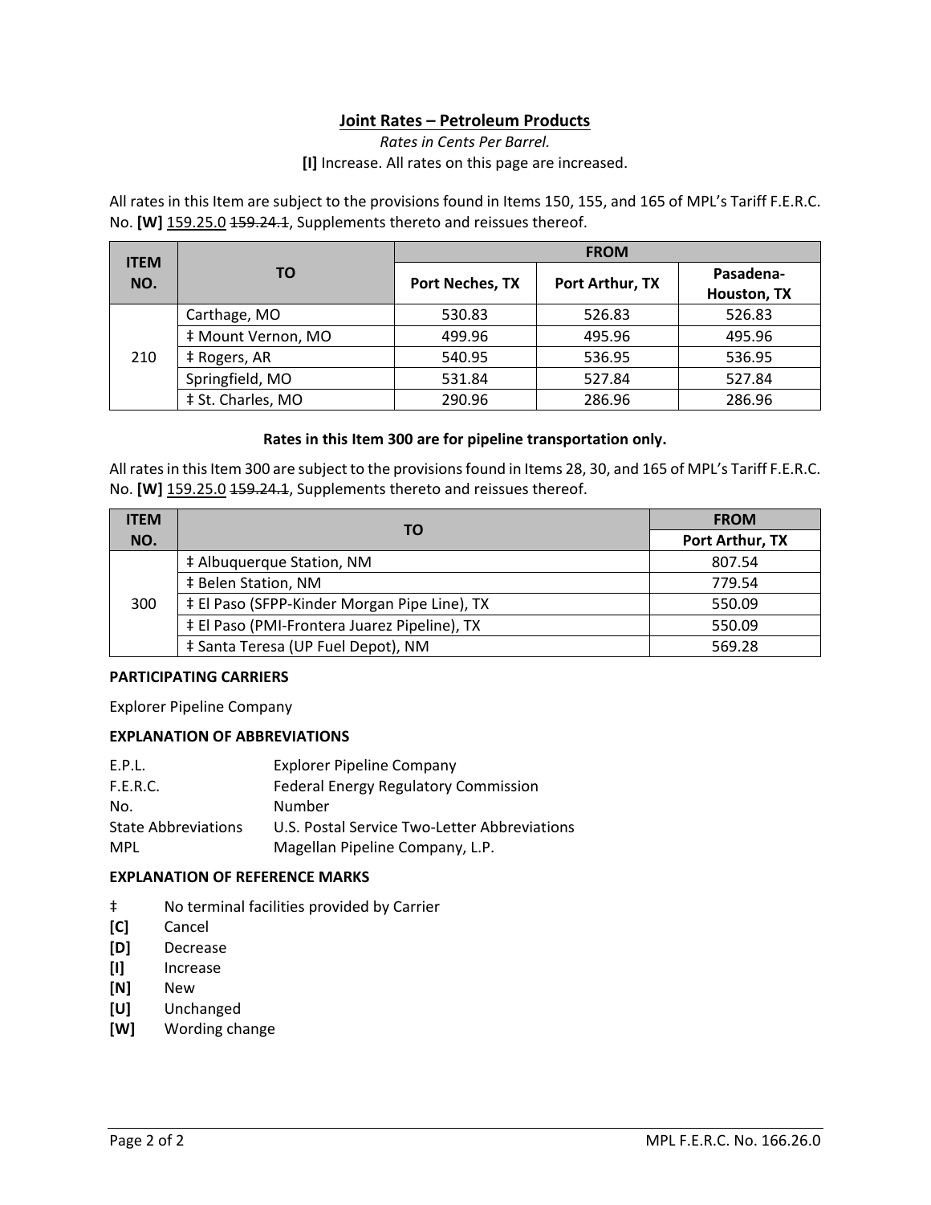## Joint Rates – Petroleum Products

*Rates in Cents Per Barrel.*

**[I]** Increase. All rates on this page are increased.

All rates in this Item are subject to the provisions found in Items 150, 155, and 165 of MPL's Tariff F.E.R.C. No. **[W]** 159.25.0 ~~159.24.1~~, Supplements thereto and reissues thereof.

| ITEM NO. | TO | FROM | | |
|---|---|---|---|---|
| | | Port Neches, TX | Port Arthur, TX | Pasadena-Houston, TX |
| 210 | Carthage, MO | 530.83 | 526.83 | 526.83 |
| | ‡ Mount Vernon, MO | 499.96 | 495.96 | 495.96 |
| | ‡ Rogers, AR | 540.95 | 536.95 | 536.95 |
| | Springfield, MO | 531.84 | 527.84 | 527.84 |
| | ‡ St. Charles, MO | 290.96 | 286.96 | 286.96 |

**Rates in this Item 300 are for pipeline transportation only.**

All rates in this Item 300 are subject to the provisions found in Items 28, 30, and 165 of MPL's Tariff F.E.R.C. No. **[W]** 159.25.0 ~~159.24.1~~, Supplements thereto and reissues thereof.

| ITEM NO. | TO | FROM |
|---|---|---|
| | | Port Arthur, TX |
| 300 | ‡ Albuquerque Station, NM | 807.54 |
| | ‡ Belen Station, NM | 779.54 |
| | ‡ El Paso (SFPP-Kinder Morgan Pipe Line), TX | 550.09 |
| | ‡ El Paso (PMI-Frontera Juarez Pipeline), TX | 550.09 |
| | ‡ Santa Teresa (UP Fuel Depot), NM | 569.28 |

**PARTICIPATING CARRIERS**

Explorer Pipeline Company

**EXPLANATION OF ABBREVIATIONS**

| | |
|---|---|
| E.P.L. | Explorer Pipeline Company |
| F.E.R.C. | Federal Energy Regulatory Commission |
| No. | Number |
| State Abbreviations | U.S. Postal Service Two-Letter Abbreviations |
| MPL | Magellan Pipeline Company, L.P. |

**EXPLANATION OF REFERENCE MARKS**

| | |
|---|---|
| ‡ | No terminal facilities provided by Carrier |
| **[C]** | Cancel |
| **[D]** | Decrease |
| **[I]** | Increase |
| **[N]** | New |
| **[U]** | Unchanged |
| **[W]** | Wording change |